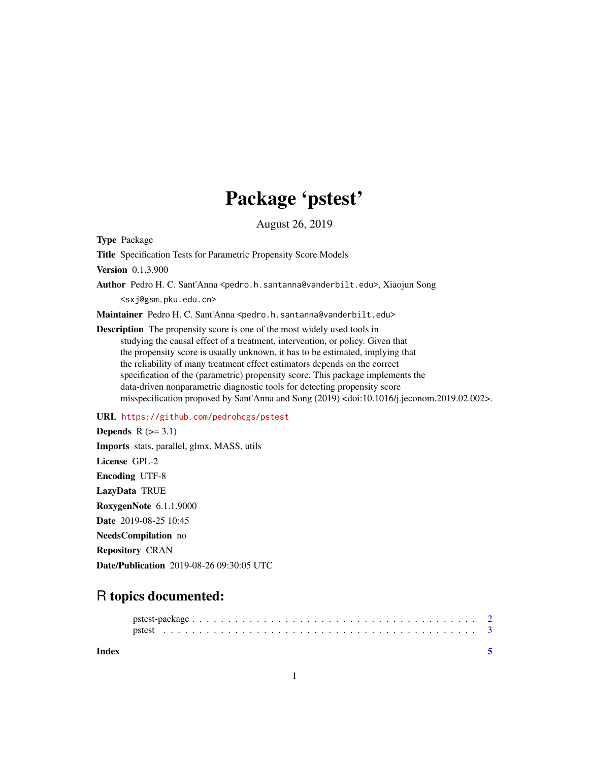# Package 'pstest'

August 26, 2019

**Type** Package

**Title** Specification Tests for Parametric Propensity Score Models

**Version** 0.1.3.900

**Author** Pedro H. C. Sant'Anna <pedro.h.santanna@vanderbilt.edu>, Xiaojun Song <sxj@gsm.pku.edu.cn>

**Maintainer** Pedro H. C. Sant'Anna <pedro.h.santanna@vanderbilt.edu>

**Description** The propensity score is one of the most widely used tools in studying the causal effect of a treatment, intervention, or policy. Given that the propensity score is usually unknown, it has to be estimated, implying that the reliability of many treatment effect estimators depends on the correct specification of the (parametric) propensity score. This package implements the data-driven nonparametric diagnostic tools for detecting propensity score misspecification proposed by Sant'Anna and Song (2019) <doi:10.1016/j.jeconom.2019.02.002>.

**URL** https://github.com/pedrohcgs/pstest

**Depends** R (>= 3.1)

**Imports** stats, parallel, glmx, MASS, utils

**License** GPL-2

**Encoding** UTF-8

**LazyData** TRUE

**RoxygenNote** 6.1.1.9000

**Date** 2019-08-25 10:45

**NeedsCompilation** no

**Repository** CRAN

**Date/Publication** 2019-08-26 09:30:05 UTC

## R topics documented:

pstest-package . . . . . . . . . . . . . . . . . . . . . . . . . . . . . . . . . . . . 2
pstest . . . . . . . . . . . . . . . . . . . . . . . . . . . . . . . . . . . . . . . . . 3

**Index** 5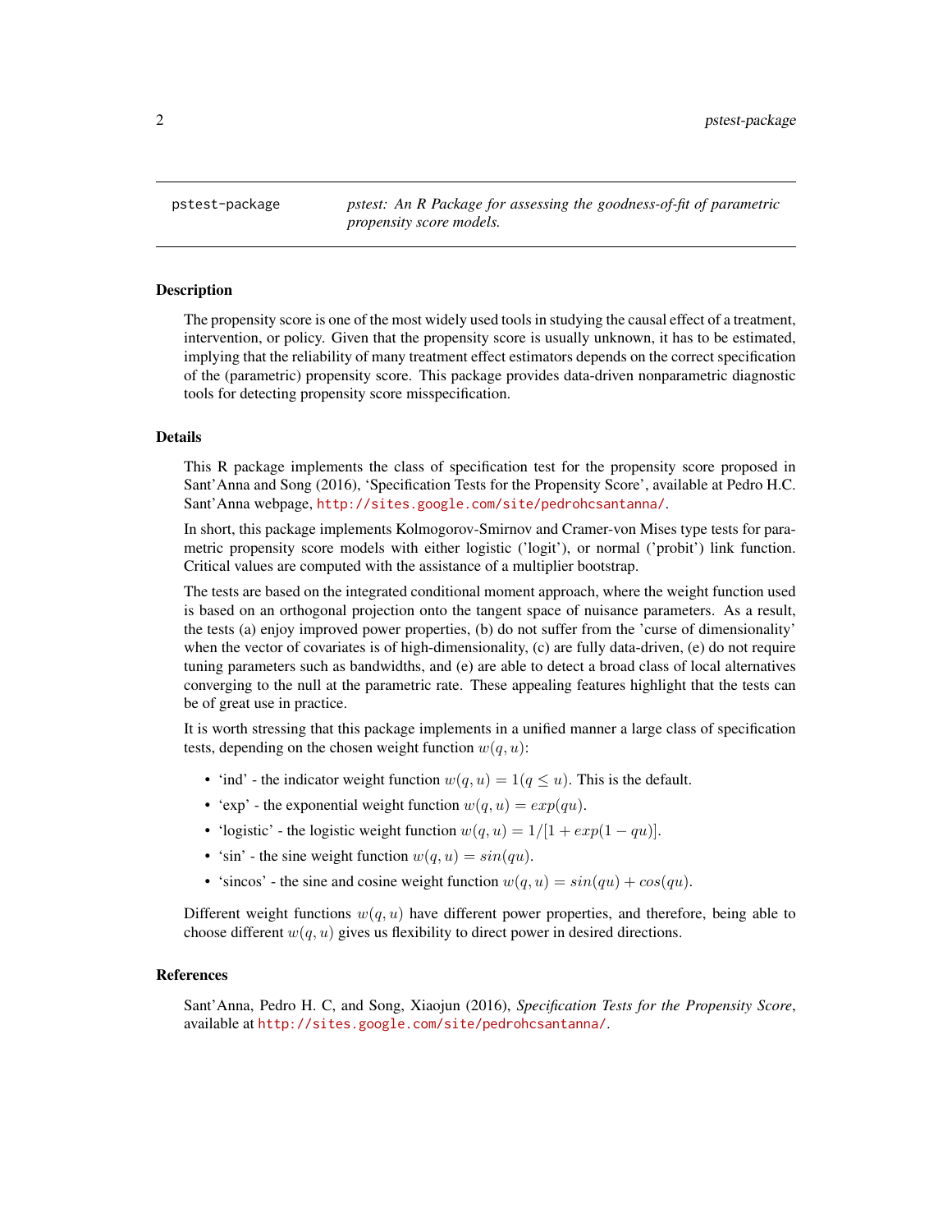pstest-package | *pstest: An R Package for assessing the goodness-of-fit of parametric propensity score models.*
--- | ---

## Description

The propensity score is one of the most widely used tools in studying the causal effect of a treatment, intervention, or policy. Given that the propensity score is usually unknown, it has to be estimated, implying that the reliability of many treatment effect estimators depends on the correct specification of the (parametric) propensity score. This package provides data-driven nonparametric diagnostic tools for detecting propensity score misspecification.

## Details

This R package implements the class of specification test for the propensity score proposed in Sant'Anna and Song (2016), 'Specification Tests for the Propensity Score', available at Pedro H.C. Sant'Anna webpage, http://sites.google.com/site/pedrohcsantanna/.

In short, this package implements Kolmogorov-Smirnov and Cramer-von Mises type tests for parametric propensity score models with either logistic ('logit'), or normal ('probit') link function. Critical values are computed with the assistance of a multiplier bootstrap.

The tests are based on the integrated conditional moment approach, where the weight function used is based on an orthogonal projection onto the tangent space of nuisance parameters. As a result, the tests (a) enjoy improved power properties, (b) do not suffer from the 'curse of dimensionality' when the vector of covariates is of high-dimensionality, (c) are fully data-driven, (e) do not require tuning parameters such as bandwidths, and (e) are able to detect a broad class of local alternatives converging to the null at the parametric rate. These appealing features highlight that the tests can be of great use in practice.

It is worth stressing that this package implements in a unified manner a large class of specification tests, depending on the chosen weight function $w(q, u)$:

- 'ind' - the indicator weight function $w(q, u) = 1(q \leq u)$. This is the default.
- 'exp' - the exponential weight function $w(q, u) = exp(qu)$.
- 'logistic' - the logistic weight function $w(q, u) = 1/[1 + exp(1 - qu)]$.
- 'sin' - the sine weight function $w(q, u) = sin(qu)$.
- 'sincos' - the sine and cosine weight function $w(q, u) = sin(qu) + cos(qu)$.

Different weight functions $w(q, u)$ have different power properties, and therefore, being able to choose different $w(q, u)$ gives us flexibility to direct power in desired directions.

## References

Sant'Anna, Pedro H. C, and Song, Xiaojun (2016), *Specification Tests for the Propensity Score*, available at http://sites.google.com/site/pedrohcsantanna/.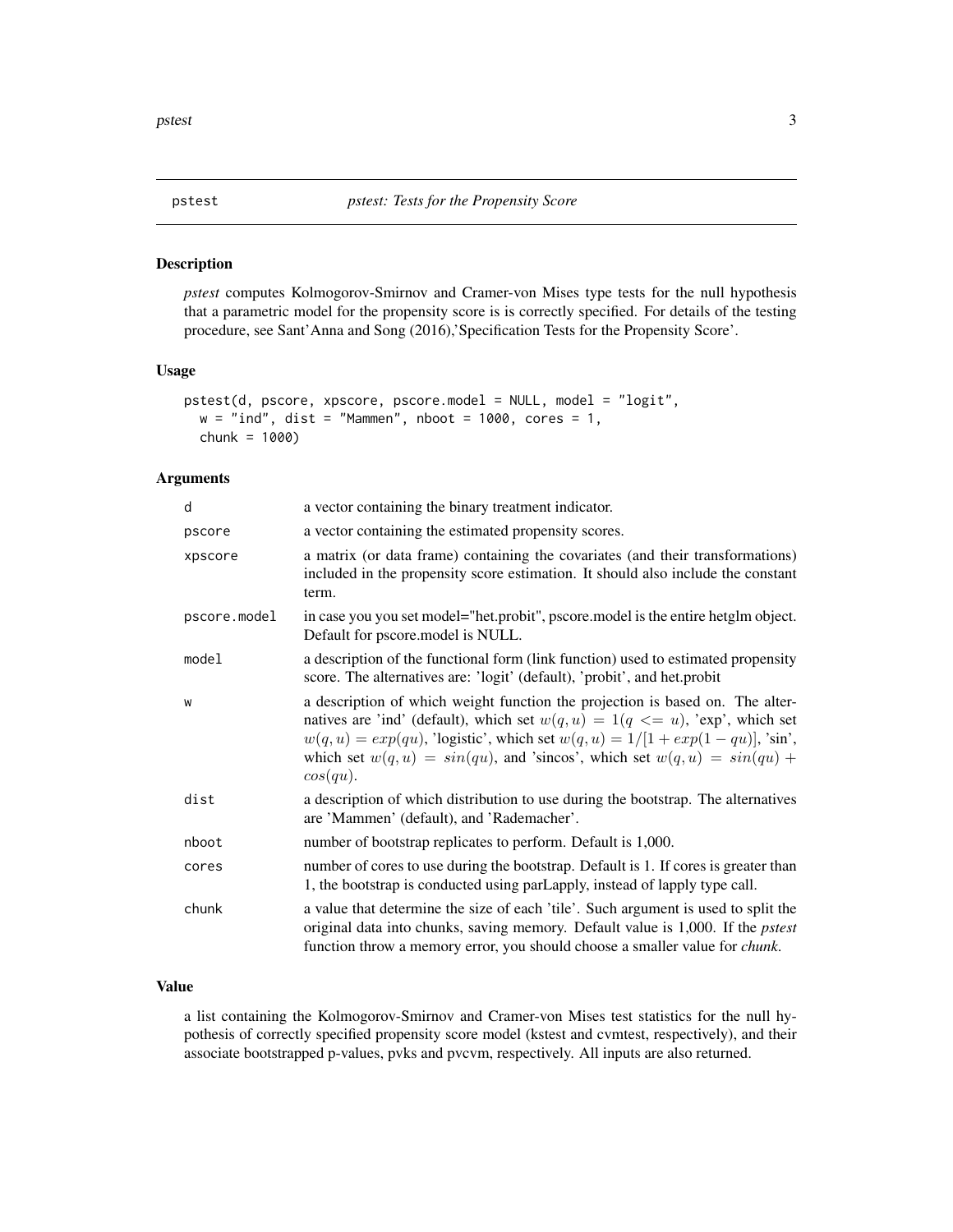pstest *pstest: Tests for the Propensity Score*

## Description

*pstest* computes Kolmogorov-Smirnov and Cramer-von Mises type tests for the null hypothesis that a parametric model for the propensity score is is correctly specified. For details of the testing procedure, see Sant'Anna and Song (2016),'Specification Tests for the Propensity Score'.

## Usage

```
pstest(d, pscore, xpscore, pscore.model = NULL, model = "logit",
  w = "ind", dist = "Mammen", nboot = 1000, cores = 1,
  chunk = 1000)
```

## Arguments

| | |
|---|---|
| d | a vector containing the binary treatment indicator. |
| pscore | a vector containing the estimated propensity scores. |
| xpscore | a matrix (or data frame) containing the covariates (and their transformations) included in the propensity score estimation. It should also include the constant term. |
| pscore.model | in case you you set model="het.probit", pscore.model is the entire hetglm object. Default for pscore.model is NULL. |
| model | a description of the functional form (link function) used to estimated propensity score. The alternatives are: 'logit' (default), 'probit', and het.probit |
| w | a description of which weight function the projection is based on. The alternatives are 'ind' (default), which set $w(q, u) = 1(q <= u)$, 'exp', which set $w(q, u) = exp(qu)$, 'logistic', which set $w(q, u) = 1/[1 + exp(1 - qu)]$, 'sin', which set $w(q, u) = sin(qu)$, and 'sincos', which set $w(q, u) = sin(qu) + cos(qu)$. |
| dist | a description of which distribution to use during the bootstrap. The alternatives are 'Mammen' (default), and 'Rademacher'. |
| nboot | number of bootstrap replicates to perform. Default is 1,000. |
| cores | number of cores to use during the bootstrap. Default is 1. If cores is greater than 1, the bootstrap is conducted using parLapply, instead of lapply type call. |
| chunk | a value that determine the size of each 'tile'. Such argument is used to split the original data into chunks, saving memory. Default value is 1,000. If the *pstest* function throw a memory error, you should choose a smaller value for *chunk*. |

## Value

a list containing the Kolmogorov-Smirnov and Cramer-von Mises test statistics for the null hypothesis of correctly specified propensity score model (kstest and cvmtest, respectively), and their associate bootstrapped p-values, pvks and pvcvm, respectively. All inputs are also returned.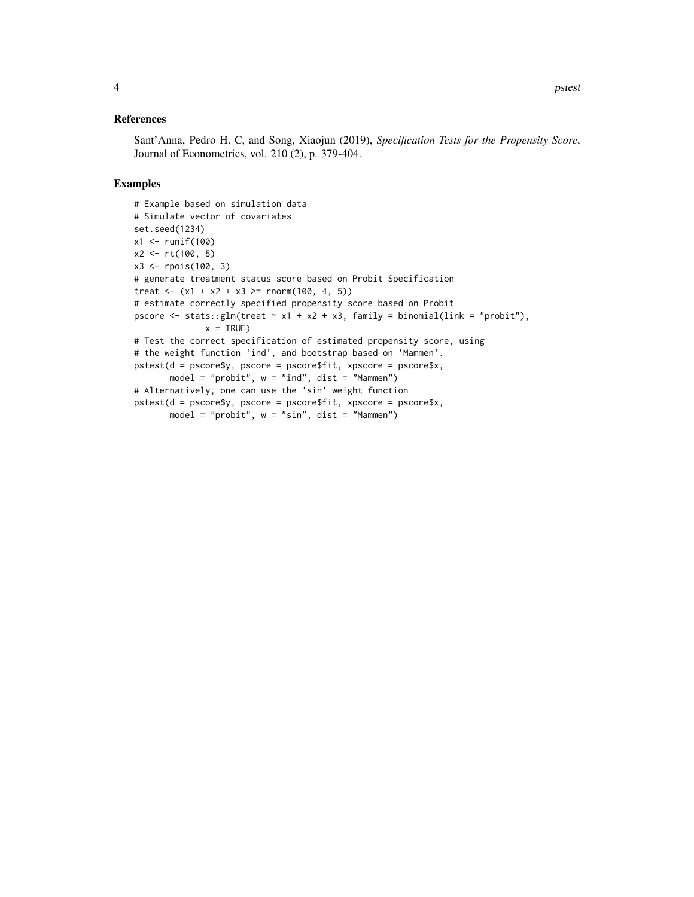## References

Sant'Anna, Pedro H. C, and Song, Xiaojun (2019), *Specification Tests for the Propensity Score*, Journal of Econometrics, vol. 210 (2), p. 379-404.

## Examples

```
# Example based on simulation data
# Simulate vector of covariates
set.seed(1234)
x1 <- runif(100)
x2 <- rt(100, 5)
x3 <- rpois(100, 3)
# generate treatment status score based on Probit Specification
treat <- (x1 + x2 + x3 >= rnorm(100, 4, 5))
# estimate correctly specified propensity score based on Probit
pscore <- stats::glm(treat ~ x1 + x2 + x3, family = binomial(link = "probit"),
            x = TRUE)
# Test the correct specification of estimated propensity score, using
# the weight function 'ind', and bootstrap based on 'Mammen'.
pstest(d = pscore$y, pscore = pscore$fit, xpscore = pscore$x,
       model = "probit", w = "ind", dist = "Mammen")
# Alternatively, one can use the 'sin' weight function
pstest(d = pscore$y, pscore = pscore$fit, xpscore = pscore$x,
       model = "probit", w = "sin", dist = "Mammen")
```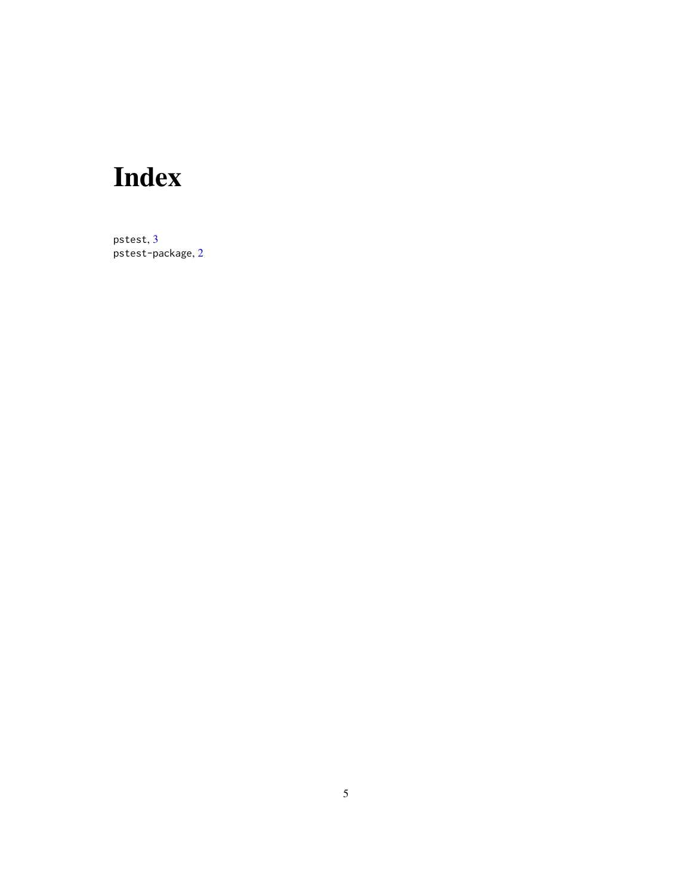# Index

pstest, 3
pstest-package, 2